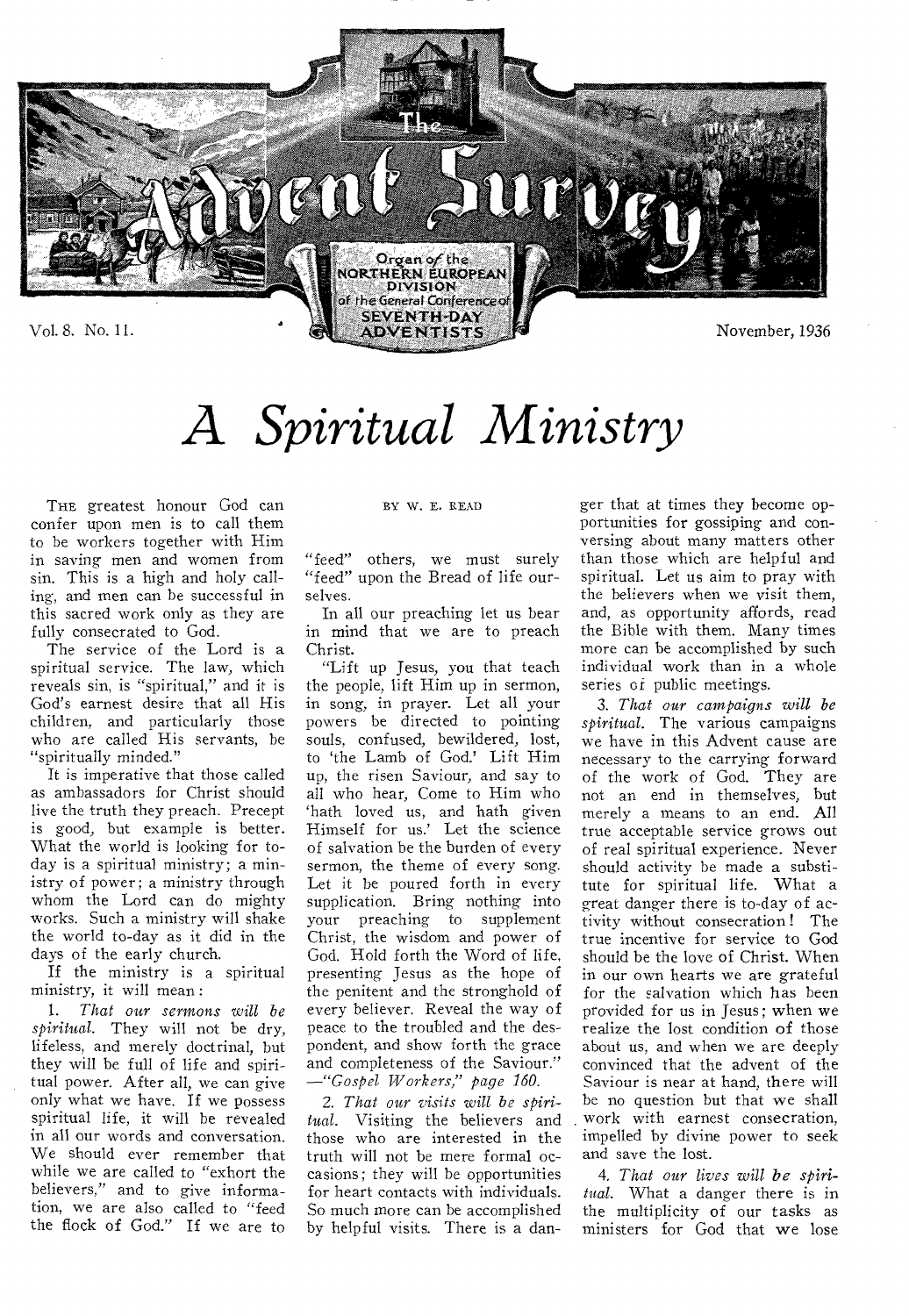# The Advent Survey

Organ of the NORTHERN EUROPEAN DIVISION of the General Conference of SEVENTH-DAY ADVENTISTS

Vol. 8. No. 11. November, 1936

# A Spiritual Ministry

BY W. E. READ

THE greatest honour God can confer upon men is to call them to be workers together with Him in saving men and women from sin. This is a high and holy calling, and men can be successful in this sacred work only as they are fully consecrated to God.

The service of the Lord is a spiritual service. The law, which reveals sin, is "spiritual," and it is God's earnest desire that all His children, and particularly those who are called His servants, be "spiritually minded."

It is imperative that those called as ambassadors for Christ should live the truth they preach. Precept is good, but example is better. What the world is looking for today is a spiritual ministry; a ministry of power; a ministry through whom the Lord can do mighty works. Such a ministry will shake the world to-day as it did in the days of the early church.

If the ministry is a spiritual ministry, it will mean:

1. *That our sermons will be spiritual.* They will not be dry, lifeless, and merely doctrinal, but they will be full of life and spiritual power. After all, we can give only what we have. If we possess spiritual life, it will be revealed in all our words and conversation. We should ever remember that while we are called to "exhort the believers," and to give information, we are also called to "feed the flock of God." If we are to "feed" others, we must surely "feed" upon the Bread of life ourselves.

In all our preaching let us bear in mind that we are to preach Christ.

"Lift up Jesus, you that teach the people, lift Him up in sermon, in song, in prayer. Let all your powers be directed to pointing souls, confused, bewildered, lost, to 'the Lamb of God.' Lift Him up, the risen Saviour, and say to all who hear, Come to Him who 'hath loved us, and hath given Himself for us.' Let the science of salvation be the burden of every sermon, the theme of every song. Let it be poured forth in every supplication. Bring nothing into your preaching to supplement Christ, the wisdom and power of God. Hold forth the Word of life, presenting Jesus as the hope of the penitent and the stronghold of every believer. Reveal the way of peace to the troubled and the despondent, and show forth the grace and completeness of the Saviour." —*"Gospel Workers," page 160.*

2. *That our visits will be spiritual.* Visiting the believers and those who are interested in the truth will not be mere formal occasions; they will be opportunities for heart contacts with individuals. So much more can be accomplished by helpful visits. There is a danger that at times they become opportunities for gossiping and conversing about many matters other than those which are helpful and spiritual. Let us aim to pray with the believers when we visit them, and, as opportunity affords, read the Bible with them. Many times more can be accomplished by such individual work than in a whole series of public meetings.

3. *That our campaigns will be spiritual.* The various campaigns we have in this Advent cause are necessary to the carrying forward of the work of God. They are not an end in themselves, but merely a means to an end. All true acceptable service grows out of real spiritual experience. Never should activity be made a substitute for spiritual life. What a great danger there is to-day of activity without consecration! The true incentive for service to God should be the love of Christ. When in our own hearts we are grateful for the salvation which has been provided for us in Jesus; when we realize the lost condition of those about us, and when we are deeply convinced that the advent of the Saviour is near at hand, there will be no question but that we shall work with earnest consecration, impelled by divine power to seek and save the lost.

4. *That our lives will be spiritual.* What a danger there is in the multiplicity of our tasks as ministers for God that we lose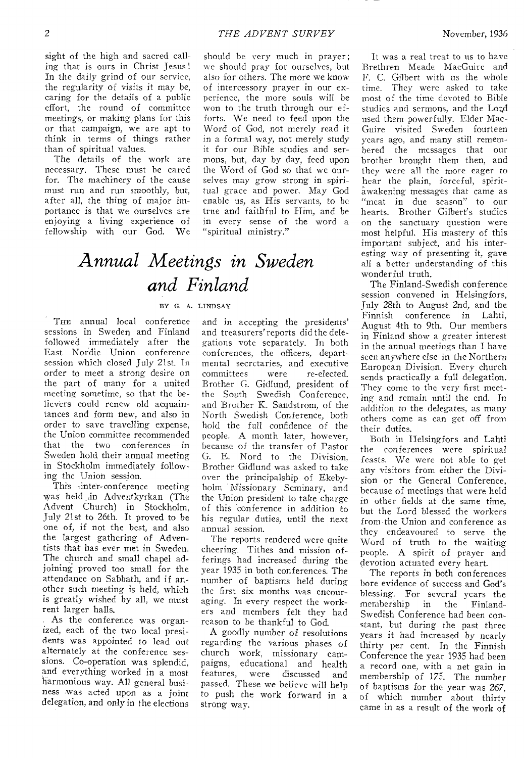sight of the high and sacred calling that is ours in Christ Jesus! In the daily grind of our service, the regularity of visits it may be, caring for the details of a public effort, the round of committee meetings, or making plans for this or that campaign, we are apt to think in terms of things rather than of spiritual values.

The details of the work are necessary. These must be cared for. The machinery of the cause must run and run smoothly, but, after all, the thing of major importance is that we ourselves are enjoying a living experience of fellowship with our God. We should be very much in prayer; we should pray for ourselves, but also for others. The more we know of intercessory prayer in our experience, the more souls will be won to the truth through our efforts. We need to feed upon the Word of God, not merely read it in a formal way, not merely study it for our Bible studies and sermons, but, day by day, feed upon the Word of God so that we ourselves may grow strong in spiritual grace and power. May God enable us, as His servants, to be true and faithful to Him, and be in every sense of the word a "spiritual ministry."

# *Annual Meetings in Sweden and Finland*

BY G. A. LINDSAY

THE annual local conference sessions in Sweden and Finland followed immediately after the East Nordic Union conference session which closed July 21st. In order to meet a strong desire on the part of many for a united meeting sometime, so that the believers could renew old acquaintances and form new, and also in order to save travelling expense, the Union committee recommended that the two conferences in Sweden hold their annual meeting in Stockholm immediately following the Union session.

This inter-conference meeting was held in Adventkyrkan (The Advent Church) in Stockholm, July 21st to 26th. It proved to be one of, if not the best, and also the largest gathering of Adventists that has ever met in Sweden. The church and small chapel adjoining proved too small for the attendance on Sabbath, and if another such meeting is held, which is greatly wished by all, we must rent larger halls.

As the conference was organized, each of the two local presidents was appointed to lead out alternately at the conference sessions. Co-operation was splendid, and everything worked in a most harmonious way. All general business was acted upon as a joint delegation, and only in the elections and in accepting the presidents' and treasurers' reports did the delegations vote separately. In both conferences, the officers, departmental secretaries, and executive committees were re-elected. Brother G. Gidlund, president of the South Swedish Conference, and Brother K. Sandstrom, of the North Swedish Conference, both hold the full confidence of the people. A month later, however, because of the transfer of Pastor G. E. Nord to the Division, Brother Gidlund was asked to take over the principalship of Ekebyholm Missionary Seminary, and the Union president to take charge of this conference in addition to his regular duties, until the next annual session.

The reports rendered were quite cheering. Tithes and mission offerings had increased during the year 1935 in both conferences. The number of baptisms held during the first six months was encouraging. In every respect the workers and members felt they had reason to be thankful to God.

A goodly number of resolutions regarding the various phases of church work, missionary campaigns, educational and health features, were discussed and passed. These we believe will help to push the work forward in a strong way.

It was a real treat to us to have Brethren Meade MacGuire and F. C. Gilbert with us the whole time. They were asked to take most of the time devoted to Bible studies and sermons, and the Lord used them powerfully. Elder MacGuire visited Sweden fourteen years ago, and many still remembered the messages that our brother brought them then, and they were all the more eager to hear the plain, forceful, spirit-awakening messages that came as "meat in due season" to our hearts. Brother Gilbert's studies on the sanctuary question were most helpful. His mastery of this important subject, and his interesting way of presenting it, gave all a better understanding of this wonderful truth.

The Finland-Swedish conference session convened in Helsingfors, July 28th to August 2nd, and the Finnish conference in Lahti, August 4th to 9th. Our members in Finland show a greater interest in the annual meetings than I have seen anywhere else in the Northern European Division. Every church sends practically a full delegation. They come to the very first meeting and remain until the end. In addition to the delegates, as many others come as can get off from their duties.

Both in Helsingfors and Lahti the conferences were spiritual feasts. We were not able to get any visitors from either the Division or the General Conference, because of meetings that were held in other fields at the same time, but the Lord blessed the workers from the Union and conference as they endeavoured to serve the Word of truth to the waiting people. A spirit of prayer and devotion actuated every heart.

The reports in both conferences bore evidence of success and God's blessing. For several years the membership in the Finland-Swedish Conference had been constant, but during the past three years it had increased by nearly thirty per cent. In the Finnish Conference the year 1935 had been a record one, with a net gain in membership of 175. The number of baptisms for the year was 267, of which number about thirty came in as a result of the work of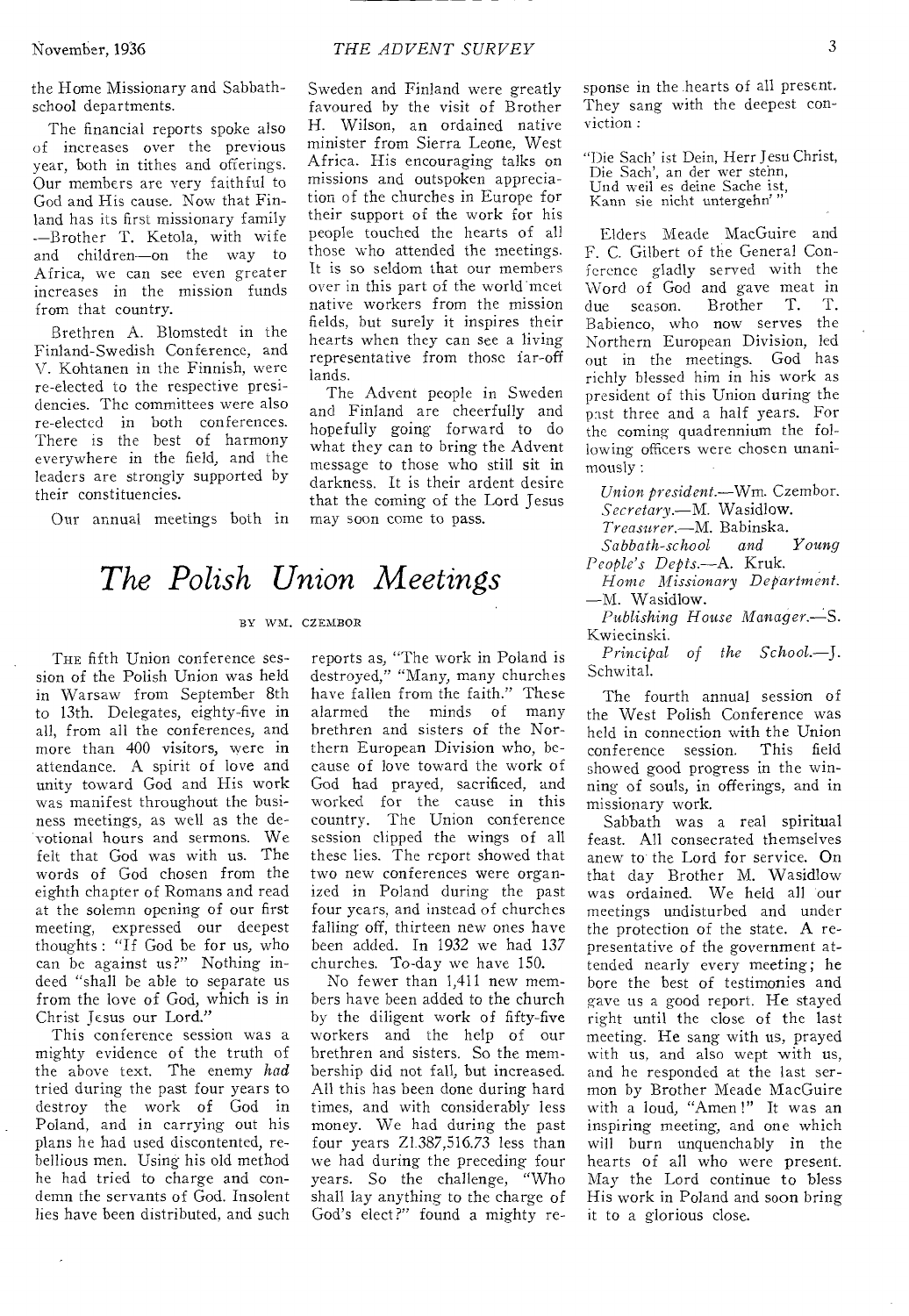the Home Missionary and Sabbath-school departments.

The financial reports spoke also of increases over the previous year, both in tithes and offerings. Our members are very faithful to God and His cause. Now that Finland has its first missionary family —Brother T. Ketola, with wife and children—on the way to Africa, we can see even greater increases in the mission funds from that country.

Brethren A. Blomstedt in the Finland-Swedish Conference, and V. Kohtanen in the Finnish, were re-elected to the respective presidencies. The committees were also re-elected in both conferences. There is the best of harmony everywhere in the field, and the leaders are strongly supported by their constituencies.

Our annual meetings both in Sweden and Finland were greatly favoured by the visit of Brother H. Wilson, an ordained native minister from Sierra Leone, West Africa. His encouraging talks on missions and outspoken appreciation of the churches in Europe for their support of the work for his people touched the hearts of all those who attended the meetings. It is so seldom that our members over in this part of the world meet native workers from the mission fields, but surely it inspires their hearts when they can see a living representative from those far-off lands.

The Advent people in Sweden and Finland are cheerfully and hopefully going forward to do what they can to bring the Advent message to those who still sit in darkness. It is their ardent desire that the coming of the Lord Jesus may soon come to pass.

# *The Polish Union Meetings*

BY WM. CZEMBOR

THE fifth Union conference session of the Polish Union was held in Warsaw from September 8th to 13th. Delegates, eighty-five in all, from all the conferences, and more than 400 visitors, were in attendance. A spirit of love and unity toward God and His work was manifest throughout the business meetings, as well as the devotional hours and sermons. We felt that God was with us. The words of God chosen from the eighth chapter of Romans and read at the solemn opening of our first meeting, expressed our deepest thoughts: "If God be for us, who can be against us?" Nothing indeed "shall be able to separate us from the love of God, which is in Christ Jesus our Lord."

This conference session was a mighty evidence of the truth of the above text. The enemy *had* tried during the past four years to destroy the work of God in Poland, and in carrying out his plans he had used discontented, rebellious men. Using his old method he had tried to charge and condemn the servants of God. Insolent lies have been distributed, and such reports as, "The work in Poland is destroyed," "Many, many churches have fallen from the faith." These alarmed the minds of many brethren and sisters of the Northern European Division who, because of love toward the work of God had prayed, sacrificed, and worked for the cause in this country. The Union conference session clipped the wings of all these lies. The report showed that two new conferences were organized in Poland during the past four years, and instead of churches falling off, thirteen new ones have been added. In 1932 we had 137 churches. To-day we have 150.

No fewer than 1,411 new members have been added to the church by the diligent work of fifty-five workers and the help of our brethren and sisters. So the membership did not fall, but increased. All this has been done during hard times, and with considerably less money. We had during the past four years Zl.387,516.73 less than we had during the preceding four years. So the challenge, "Who shall lay anything to the charge of God's elect?" found a mighty response in the hearts of all present. They sang with the deepest conviction:

> "Die Sach' ist Dein, Herr Jesu Christ,
> Die Sach', an der wer stehn,
> Und weil es deine Sache ist,
> Kann sie nicht untergehn'"

Elders Meade MacGuire and F. C. Gilbert of the General Conference gladly served with the Word of God and gave meat in due season. Brother T. T. Babienco, who now serves the Northern European Division, led out in the meetings. God has richly blessed him in his work as president of this Union during the past three and a half years. For the coming quadrennium the following officers were chosen unanimously:

*Union president.*—Wm. Czembor.
*Secretary.*—M. Wasidlow.
*Treasurer.*—M. Babinska.
*Sabbath-school and Young People's Depts.*—A. Kruk.
*Home Missionary Department.*—M. Wasidlow.
*Publishing House Manager.*—S. Kwiecinski.
*Principal of the School.*—J. Schwital.

The fourth annual session of the West Polish Conference was held in connection with the Union conference session. This field showed good progress in the winning of souls, in offerings, and in missionary work.

Sabbath was a real spiritual feast. All consecrated themselves anew to the Lord for service. On that day Brother M. Wasidlow was ordained. We held all our meetings undisturbed and under the protection of the state. A representative of the government attended nearly every meeting; he bore the best of testimonies and gave us a good report. He stayed right until the close of the last meeting. He sang with us, prayed with us, and also wept with us, and he responded at the last sermon by Brother Meade MacGuire with a loud, "Amen!" It was an inspiring meeting, and one which will burn unquenchably in the hearts of all who were present. May the Lord continue to bless His work in Poland and soon bring it to a glorious close.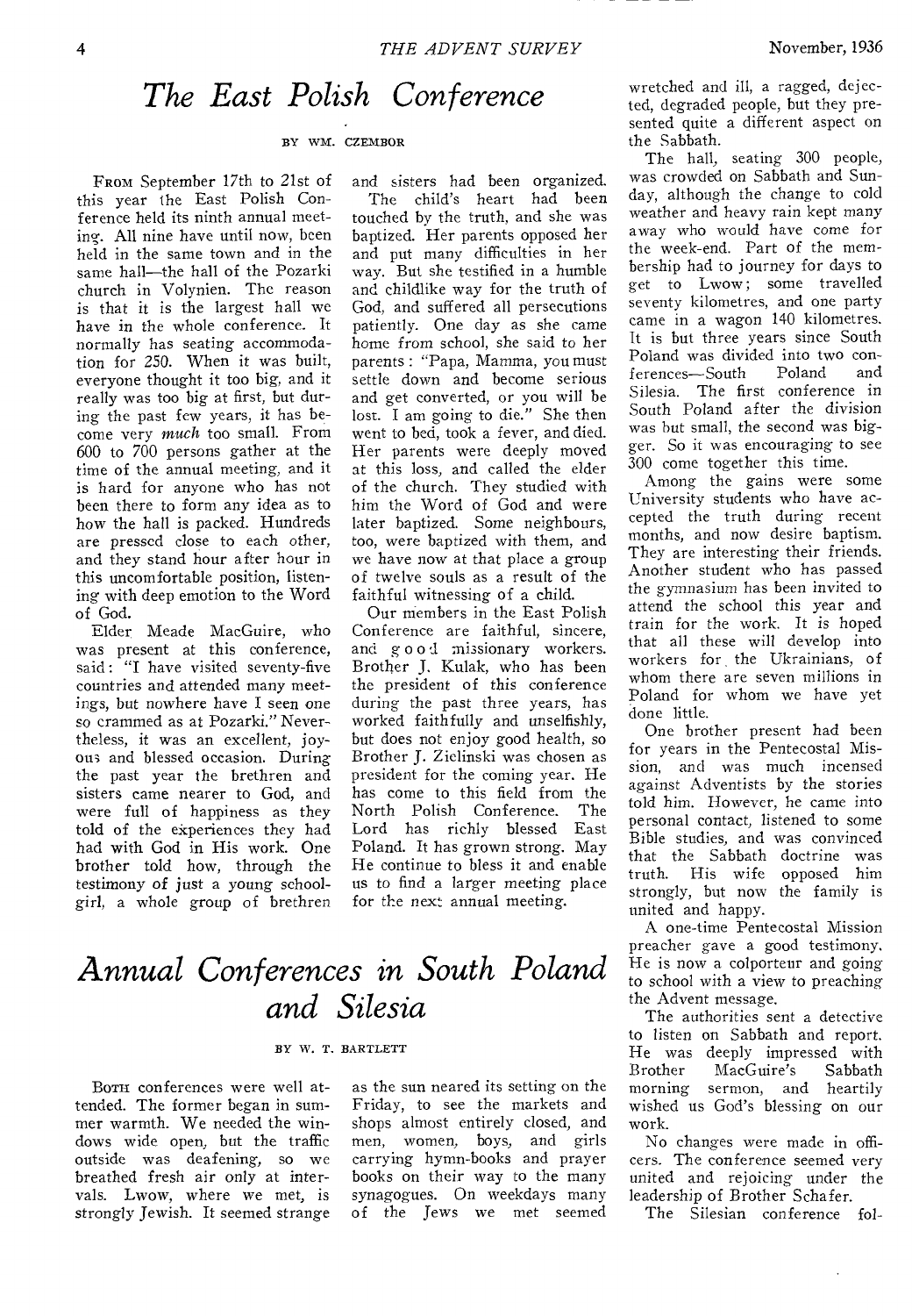# *The East Polish Conference*

BY WM. CZEMBOR

FROM September 17th to 21st of this year the East Polish Conference held its ninth annual meeting. All nine have until now, been held in the same town and in the same hall—the hall of the Pozarki church in Volynien. The reason is that it is the largest hall we have in the whole conference. It normally has seating accommodation for 250. When it was built, everyone thought it too big, and it really was too big at first, but during the past few years, it has become very *much* too small. From 600 to 700 persons gather at the time of the annual meeting, and it is hard for anyone who has not been there to form any idea as to how the hall is packed. Hundreds are pressed close to each other, and they stand hour after hour in this uncomfortable position, listening with deep emotion to the Word of God.

Elder Meade MacGuire, who was present at this conference, said: "I have visited seventy-five countries and attended many meetings, but nowhere have I seen one so crammed as at Pozarki." Nevertheless, it was an excellent, joyous and blessed occasion. During the past year the brethren and sisters came nearer to God, and were full of happiness as they told of the experiences they had had with God in His work. One brother told how, through the testimony of just a young schoolgirl, a whole group of brethren and sisters had been organized.

The child's heart had been touched by the truth, and she was baptized. Her parents opposed her and put many difficulties in her way. But she testified in a humble and childlike way for the truth of God, and suffered all persecutions patiently. One day as she came home from school, she said to her parents: "Papa, Mamma, you must settle down and become serious and get converted, or you will be lost. I am going to die." She then went to bed, took a fever, and died. Her parents were deeply moved at this loss, and called the elder of the church. They studied with him the Word of God and were later baptized. Some neighbours, too, were baptized with them, and we have now at that place a group of twelve souls as a result of the faithful witnessing of a child.

Our members in the East Polish Conference are faithful, sincere, and good missionary workers. Brother J. Kulak, who has been the president of this conference during the past three years, has worked faithfully and unselfishly, but does not enjoy good health, so Brother J. Zielinski was chosen as president for the coming year. He has come to this field from the North Polish Conference. The Lord has richly blessed East Poland. It has grown strong. May He continue to bless it and enable us to find a larger meeting place for the next annual meeting.

# *Annual Conferences in South Poland and Silesia*

BY W. T. BARTLETT

BOTH conferences were well attended. The former began in summer warmth. We needed the windows wide open, but the traffic outside was deafening, so we breathed fresh air only at intervals. Lwow, where we met, is strongly Jewish. It seemed strange as the sun neared its setting on the Friday, to see the markets and shops almost entirely closed, and men, women, boys, and girls carrying hymn-books and prayer books on their way to the many synagogues. On weekdays many of the Jews we met seemed wretched and ill, a ragged, dejected, degraded people, but they presented quite a different aspect on the Sabbath.

The hall, seating 300 people, was crowded on Sabbath and Sunday, although the change to cold weather and heavy rain kept many away who would have come for the week-end. Part of the membership had to journey for days to get to Lwow; some travelled seventy kilometres, and one party came in a wagon 140 kilometres. It is but three years since South Poland was divided into two conferences—South Poland and Silesia. The first conference in South Poland after the division was but small, the second was bigger. So it was encouraging to see 300 come together this time.

Among the gains were some University students who have accepted the truth during recent months, and now desire baptism. They are interesting their friends. Another student who has passed the gymnasium has been invited to attend the school this year and train for the work. It is hoped that all these will develop into workers for the Ukrainians, of whom there are seven millions in Poland for whom we have yet done little.

One brother present had been for years in the Pentecostal Mission, and was much incensed against Adventists by the stories told him. However, he came into personal contact, listened to some Bible studies, and was convinced that the Sabbath doctrine was truth. His wife opposed him strongly, but now the family is united and happy.

A one-time Pentecostal Mission preacher gave a good testimony. He is now a colporteur and going to school with a view to preaching the Advent message.

The authorities sent a detective to listen on Sabbath and report. He was deeply impressed with Brother MacGuire's Sabbath morning sermon, and heartily wished us God's blessing on our work.

No changes were made in officers. The conference seemed very united and rejoicing under the leadership of Brother Schafer.

The Silesian conference fol-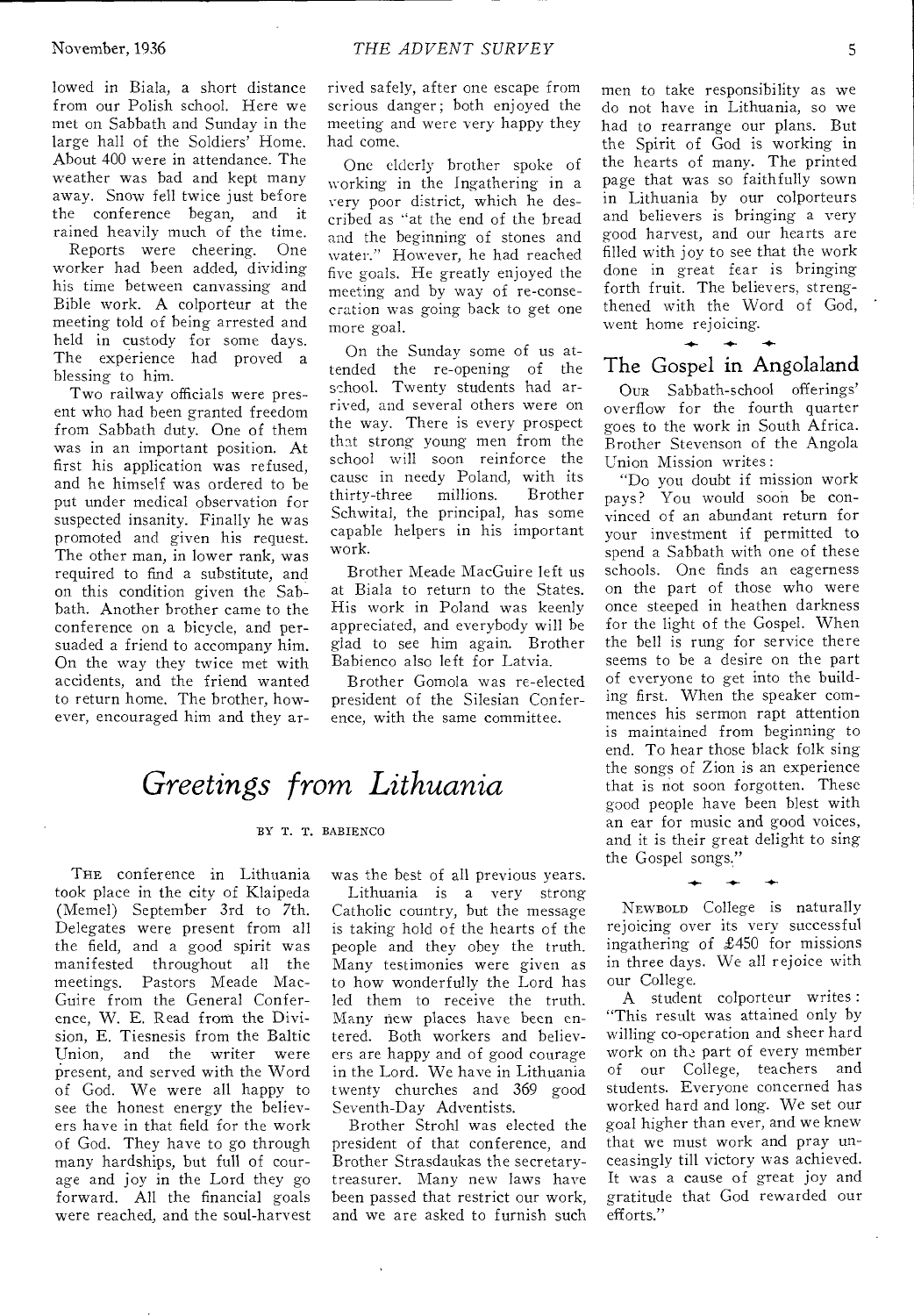lowed in Biala, a short distance from our Polish school. Here we met on Sabbath and Sunday in the large hall of the Soldiers' Home. About 400 were in attendance. The weather was bad and kept many away. Snow fell twice just before the conference began, and it rained heavily much of the time.

Reports were cheering. One worker had been added, dividing his time between canvassing and Bible work. A colporteur at the meeting told of being arrested and held in custody for some days. The experience had proved a blessing to him.

Two railway officials were present who had been granted freedom from Sabbath duty. One of them was in an important position. At first his application was refused, and he himself was ordered to be put under medical observation for suspected insanity. Finally he was promoted and given his request. The other man, in lower rank, was required to find a substitute, and on this condition given the Sabbath. Another brother came to the conference on a bicycle, and persuaded a friend to accompany him. On the way they twice met with accidents, and the friend wanted to return home. The brother, however, encouraged him and they arrived safely, after one escape from serious danger; both enjoyed the meeting and were very happy they had come.

One elderly brother spoke of working in the Ingathering in a very poor district, which he described as "at the end of the bread and the beginning of stones and water." However, he had reached five goals. He greatly enjoyed the meeting and by way of re-consecration was going back to get one more goal.

On the Sunday some of us attended the re-opening of the school. Twenty students had arrived, and several others were on the way. There is every prospect that strong young men from the school will soon reinforce the cause in needy Poland, with its thirty-three millions. Brother Schwital, the principal, has some capable helpers in his important work.

Brother Meade MacGuire left us at Biala to return to the States. His work in Poland was keenly appreciated, and everybody will be glad to see him again. Brother Babienco also left for Latvia.

Brother Gomola was re-elected president of the Silesian Conference, with the same committee.

# *Greetings from Lithuania*

BY T. T. BABIENCO

THE conference in Lithuania took place in the city of Klaipeda (Memel) September 3rd to 7th. Delegates were present from all the field, and a good spirit was manifested throughout all the meetings. Pastors Meade MacGuire from the General Conference, W. E. Read from the Division, E. Tiesnesis from the Baltic Union, and the writer were present, and served with the Word of God. We were all happy to see the honest energy the believers have in that field for the work of God. They have to go through many hardships, but full of courage and joy in the Lord they go forward. All the financial goals were reached, and the soul-harvest was the best of all previous years.

Lithuania is a very strong Catholic country, but the message is taking hold of the hearts of the people and they obey the truth. Many testimonies were given as to how wonderfully the Lord has led them to receive the truth. Many new places have been entered. Both workers and believers are happy and of good courage in the Lord. We have in Lithuania twenty churches and 369 good Seventh-Day Adventists.

Brother Strohl was elected the president of that conference, and Brother Strasdaukas the secretary-treasurer. Many new laws have been passed that restrict our work, and we are asked to furnish such men to take responsibility as we do not have in Lithuania, so we had to rearrange our plans. But the Spirit of God is working in the hearts of many. The printed page that was so faithfully sown in Lithuania by our colporteurs and believers is bringing a very good harvest, and our hearts are filled with joy to see that the work done in great fear is bringing forth fruit. The believers, strengthened with the Word of God, went home rejoicing.

## The Gospel in Angolaland

OUR Sabbath-school offerings' overflow for the fourth quarter goes to the work in South Africa. Brother Stevenson of the Angola Union Mission writes:

"Do you doubt if mission work pays? You would soon be convinced of an abundant return for your investment if permitted to spend a Sabbath with one of these schools. One finds an eagerness on the part of those who were once steeped in heathen darkness for the light of the Gospel. When the bell is rung for service there seems to be a desire on the part of everyone to get into the building first. When the speaker commences his sermon rapt attention is maintained from beginning to end. To hear those black folk sing the songs of Zion is an experience that is not soon forgotten. These good people have been blest with an ear for music and good voices, and it is their great delight to sing the Gospel songs."

NEWBOLD College is naturally rejoicing over its very successful ingathering of £450 for missions in three days. We all rejoice with our College.

A student colporteur writes: "This result was attained only by willing co-operation and sheer hard work on the part of every member of our College, teachers and students. Everyone concerned has worked hard and long. We set our goal higher than ever, and we knew that we must work and pray unceasingly till victory was achieved. It was a cause of great joy and gratitude that God rewarded our efforts."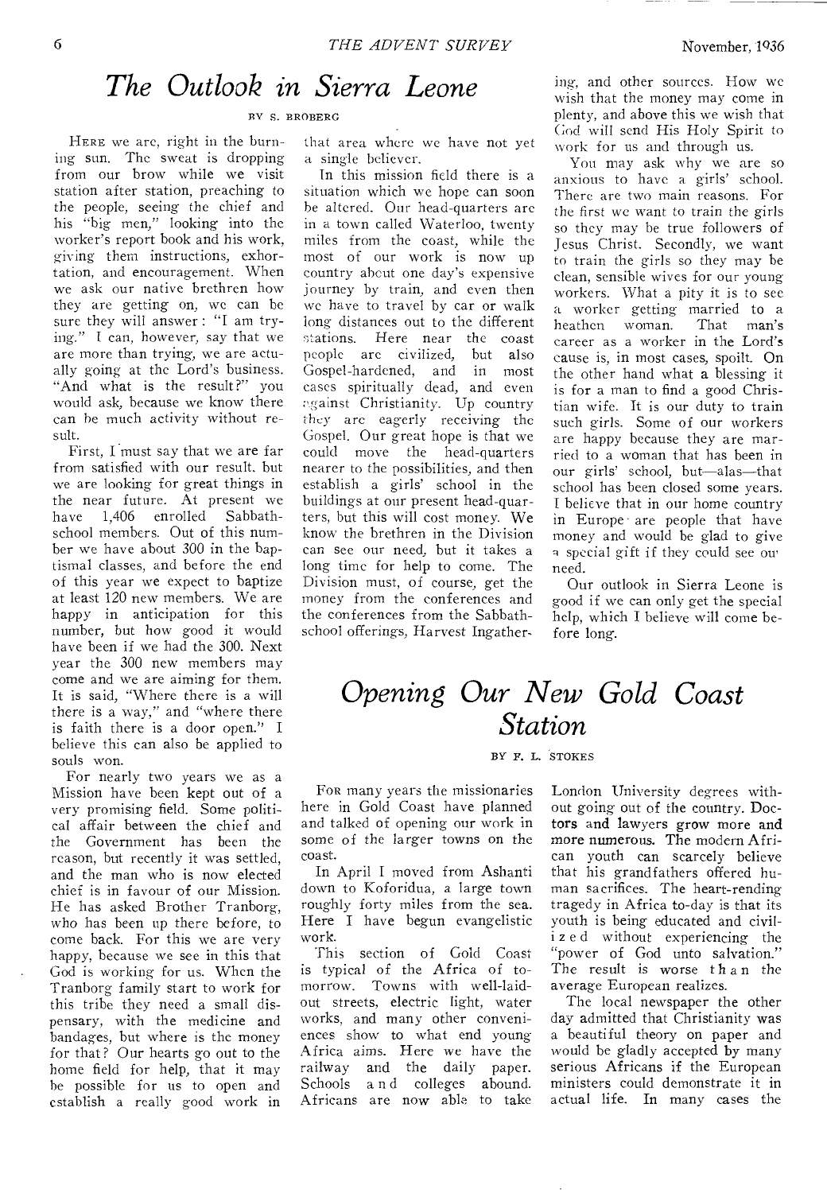# The Outlook in Sierra Leone

BY S. BROBERG

HERE we are, right in the burning sun. The sweat is dropping from our brow while we visit station after station, preaching to the people, seeing the chief and his "big men," looking into the worker's report book and his work, giving them instructions, exhortation, and encouragement. When we ask our native brethren how they are getting on, we can be sure they will answer: "I am trying." I can, however, say that we are more than trying, we are actually going at the Lord's business. "And what is the result?" you would ask, because we know there can be much activity without result.

First, I must say that we are far from satisfied with our result, but we are looking for great things in the near future. At present we have 1,406 enrolled Sabbath-school members. Out of this number we have about 300 in the baptismal classes, and before the end of this year we expect to baptize at least 120 new members. We are happy in anticipation for this number, but how good it would have been if we had the 300. Next year the 300 new members may come and we are aiming for them. It is said, "Where there is a will there is a way," and "where there is faith there is a door open." I believe this can also be applied to souls won.

For nearly two years we as a Mission have been kept out of a very promising field. Some political affair between the chief and the Government has been the reason, but recently it was settled, and the man who is now elected chief is in favour of our Mission. He has asked Brother Tranborg, who has been up there before, to come back. For this we are very happy, because we see in this that God is working for us. When the Tranborg family start to work for this tribe they need a small dispensary, with the medicine and bandages, but where is the money for that? Our hearts go out to the home field for help, that it may be possible for us to open and establish a really good work in that area where we have not yet a single believer.

In this mission field there is a situation which we hope can soon be altered. Our head-quarters are in a town called Waterloo, twenty miles from the coast, while the most of our work is now up country about one day's expensive journey by train, and even then we have to travel by car or walk long distances out to the different stations. Here near the coast people are civilized, but also Gospel-hardened, and in most cases spiritually dead, and even against Christianity. Up country they are eagerly receiving the Gospel. Our great hope is that we could move the head-quarters nearer to the possibilities, and then establish a girls' school in the buildings at our present head-quarters, but this will cost money. We know the brethren in the Division can see our need, but it takes a long time for help to come. The Division must, of course, get the money from the conferences and the conferences from the Sabbath-school offerings, Harvest Ingathering, and other sources. How we wish that the money may come in plenty, and above this we wish that God will send His Holy Spirit to work for us and through us.

You may ask why we are so anxious to have a girls' school. There are two main reasons. For the first we want to train the girls so they may be true followers of Jesus Christ. Secondly, we want to train the girls so they may be clean, sensible wives for our young workers. What a pity it is to see a worker getting married to a heathen woman. That man's career as a worker in the Lord's cause is, in most cases, spoilt. On the other hand what a blessing it is for a man to find a good Christian wife. It is our duty to train such girls. Some of our workers are happy because they are married to a woman that has been in our girls' school, but—alas—that school has been closed some years. I believe that in our home country in Europe are people that have money and would be glad to give a special gift if they could see our need.

Our outlook in Sierra Leone is good if we can only get the special help, which I believe will come before long.

# Opening Our New Gold Coast Station

BY F. L. STOKES

FOR many years the missionaries here in Gold Coast have planned and talked of opening our work in some of the larger towns on the coast.

In April I moved from Ashanti down to Koforidua, a large town roughly forty miles from the sea. Here I have begun evangelistic work.

This section of Gold Coast is typical of the Africa of tomorrow. Towns with well-laid-out streets, electric light, water works, and many other conveniences show to what end young Africa aims. Here we have the railway and the daily paper. Schools and colleges abound. Africans are now able to take London University degrees without going out of the country. Doctors and lawyers grow more and more numerous. The modern African youth can scarcely believe that his grandfathers offered human sacrifices. The heart-rending tragedy in Africa to-day is that its youth is being educated and civilized without experiencing the "power of God unto salvation." The result is worse than the average European realizes.

The local newspaper the other day admitted that Christianity was a beautiful theory on paper and would be gladly accepted by many serious Africans if the European ministers could demonstrate it in actual life. In many cases the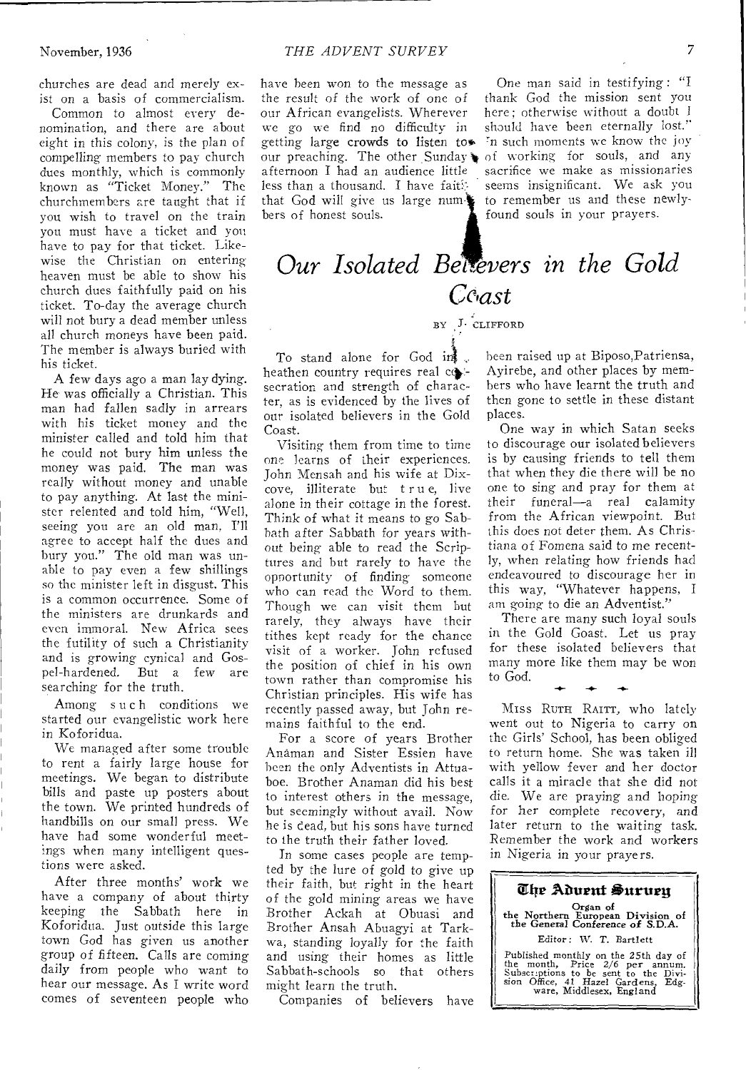churches are dead and merely exist on a basis of commercialism.

Common to almost every denomination, and there are about eight in this colony, is the plan of compelling members to pay church dues monthly, which is commonly known as "Ticket Money." The churchmembers are taught that if you wish to travel on the train you must have a ticket and you have to pay for that ticket. Likewise the Christian on entering heaven must be able to show his church dues faithfully paid on his ticket. To-day the average church will not bury a dead member unless all church moneys have been paid. The member is always buried with his ticket.

A few days ago a man lay dying. He was officially a Christian. This man had fallen sadly in arrears with his ticket money and the minister called and told him that he could not bury him unless the money was paid. The man was really without money and unable to pay anything. At last the minister relented and told him, "Well, seeing you are an old man, I'll agree to accept half the dues and bury you." The old man was unable to pay even a few shillings so the minister left in disgust. This is a common occurrence. Some of the ministers are drunkards and even immoral. New Africa sees the futility of such a Christianity and is growing cynical and Gospel-hardened. But a few are searching for the truth.

Among such conditions we started our evangelistic work here in Koforidua.

We managed after some trouble to rent a fairly large house for meetings. We began to distribute bills and paste up posters about the town. We printed hundreds of handbills on our small press. We have had some wonderful meetings when many intelligent questions were asked.

After three months' work we have a company of about thirty keeping the Sabbath here in Koforidua. Just outside this large town God has given us another group of fifteen. Calls are coming daily from people who want to hear our message. As I write word comes of seventeen people who have been won to the message as the result of the work of one of our African evangelists. Wherever we go we find no difficulty in getting large crowds to listen to our preaching. The other Sunday afternoon I had an audience little less than a thousand. I have faith that God will give us large numbers of honest souls.

One man said in testifying: "I thank God the mission sent you here; otherwise without a doubt I should have been eternally lost." In such moments we know the joy of working for souls, and any sacrifice we make as missionaries seems insignificant. We ask you to remember us and these newly-found souls in your prayers.

# *Our Isolated Believers in the Gold Coast*

BY J. CLIFFORD

To stand alone for God in a heathen country requires real consecration and strength of character, as is evidenced by the lives of our isolated believers in the Gold Coast.

Visiting them from time to time one learns of their experiences. John Mensah and his wife at Dixcove, illiterate but true, live alone in their cottage in the forest. Think of what it means to go Sabbath after Sabbath for years without being able to read the Scriptures and but rarely to have the opportunity of finding someone who can read the Word to them. Though we can visit them but rarely, they always have their tithes kept ready for the chance visit of a worker. John refused the position of chief in his own town rather than compromise his Christian principles. His wife has recently passed away, but John remains faithful to the end.

For a score of years Brother Anaman and Sister Essien have been the only Adventists in Attuaboe. Brother Anaman did his best to interest others in the message, but seemingly without avail. Now he is dead, but his sons have turned to the truth their father loved.

In some cases people are tempted by the lure of gold to give up their faith, but right in the heart of the gold mining areas we have Brother Ackah at Obuasi and Brother Ansah Abuagyi at Tarkwa, standing loyally for the faith and using their homes as little Sabbath-schools so that others might learn the truth.

Companies of believers have been raised up at Biposo, Patriensa, Ayirebe, and other places by members who have learnt the truth and then gone to settle in these distant places.

One way in which Satan seeks to discourage our isolated believers is by causing friends to tell them that when they die there will be no one to sing and pray for them at their funeral—a real calamity from the African viewpoint. But this does not deter them. As Christiana of Fomena said to me recently, when relating how friends had endeavoured to discourage her in this way, "Whatever happens, I am going to die an Adventist."

There are many such loyal souls in the Gold Coast. Let us pray for these isolated believers that many more like them may be won to God.

---

MISS RUTH RAITT, who lately went out to Nigeria to carry on the Girls' School, has been obliged to return home. She was taken ill with yellow fever and her doctor calls it a miracle that she did not die. We are praying and hoping for her complete recovery, and later return to the waiting task. Remember the work and workers in Nigeria in your prayers.

---

**The Advent Survey**

Organ of the Northern European Division of the General Conference of S.D.A.

Editor: W. T. Bartlett

Published monthly on the 25th day of the month, Price 2/6 per annum. Subscriptions to be sent to the Division Office, 41 Hazel Gardens, Edgware, Middlesex, England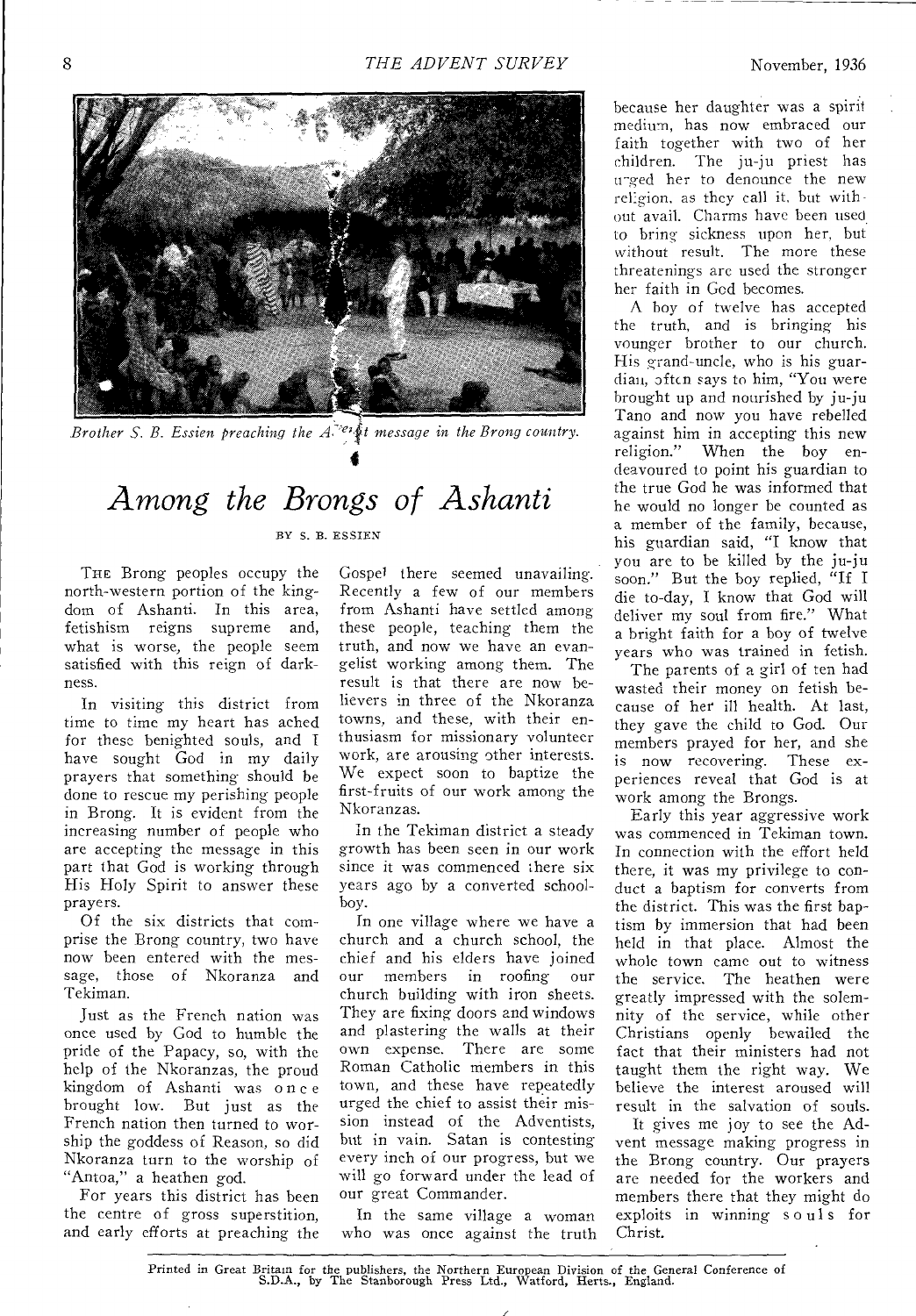*Brother S. B. Essien preaching the Advent message in the Brong country.*

# *Among the Brongs of Ashanti*

BY S. B. ESSIEN

THE Brong peoples occupy the north-western portion of the kingdom of Ashanti. In this area, fetishism reigns supreme and, what is worse, the people seem satisfied with this reign of darkness.

In visiting this district from time to time my heart has ached for these benighted souls, and I have sought God in my daily prayers that something should be done to rescue my perishing people in Brong. It is evident from the increasing number of people who are accepting the message in this part that God is working through His Holy Spirit to answer these prayers.

Of the six districts that comprise the Brong country, two have now been entered with the message, those of Nkoranza and Tekiman.

Just as the French nation was once used by God to humble the pride of the Papacy, so, with the help of the Nkoranzas, the proud kingdom of Ashanti was once brought low. But just as the French nation then turned to worship the goddess of Reason, so did Nkoranza turn to the worship of "Antoa," a heathen god.

For years this district has been the centre of gross superstition, and early efforts at preaching the Gospel there seemed unavailing. Recently a few of our members from Ashanti have settled among these people, teaching them the truth, and now we have an evangelist working among them. The result is that there are now believers in three of the Nkoranza towns, and these, with their enthusiasm for missionary volunteer work, are arousing other interests. We expect soon to baptize the first-fruits of our work among the Nkoranzas.

In the Tekiman district a steady growth has been seen in our work since it was commenced there six years ago by a converted schoolboy.

In one village where we have a church and a church school, the chief and his elders have joined our members in roofing our church building with iron sheets. They are fixing doors and windows and plastering the walls at their own expense. There are some Roman Catholic members in this town, and these have repeatedly urged the chief to assist their mission instead of the Adventists, but in vain. Satan is contesting every inch of our progress, but we will go forward under the lead of our great Commander.

In the same village a woman who was once against the truth because her daughter was a spirit medium, has now embraced our faith together with two of her children. The ju-ju priest has urged her to denounce the new religion, as they call it, but without avail. Charms have been used to bring sickness upon her, but without result. The more these threatenings are used the stronger her faith in God becomes.

A boy of twelve has accepted the truth, and is bringing his younger brother to our church. His grand-uncle, who is his guardian, often says to him, "You were brought up and nourished by ju-ju Tano and now you have rebelled against him in accepting this new religion." When the boy endeavoured to point his guardian to the true God he was informed that he would no longer be counted as a member of the family, because, his guardian said, "I know that you are to be killed by the ju-ju soon." But the boy replied, "If I die to-day, I know that God will deliver my soul from fire." What a bright faith for a boy of twelve years who was trained in fetish.

The parents of a girl of ten had wasted their money on fetish because of her ill health. At last, they gave the child to God. Our members prayed for her, and she is now recovering. These experiences reveal that God is at work among the Brongs.

Early this year aggressive work was commenced in Tekiman town. In connection with the effort held there, it was my privilege to conduct a baptism for converts from the district. This was the first baptism by immersion that had been held in that place. Almost the whole town came out to witness the service. The heathen were greatly impressed with the solemnity of the service, while other Christians openly bewailed the fact that their ministers had not taught them the right way. We believe the interest aroused will result in the salvation of souls.

It gives me joy to see the Advent message making progress in the Brong country. Our prayers are needed for the workers and members there that they might do exploits in winning souls for Christ.

---

Printed in Great Britain for the publishers, the Northern European Division of the General Conference of S.D.A., by The Stanborough Press Ltd., Watford, Herts., England.